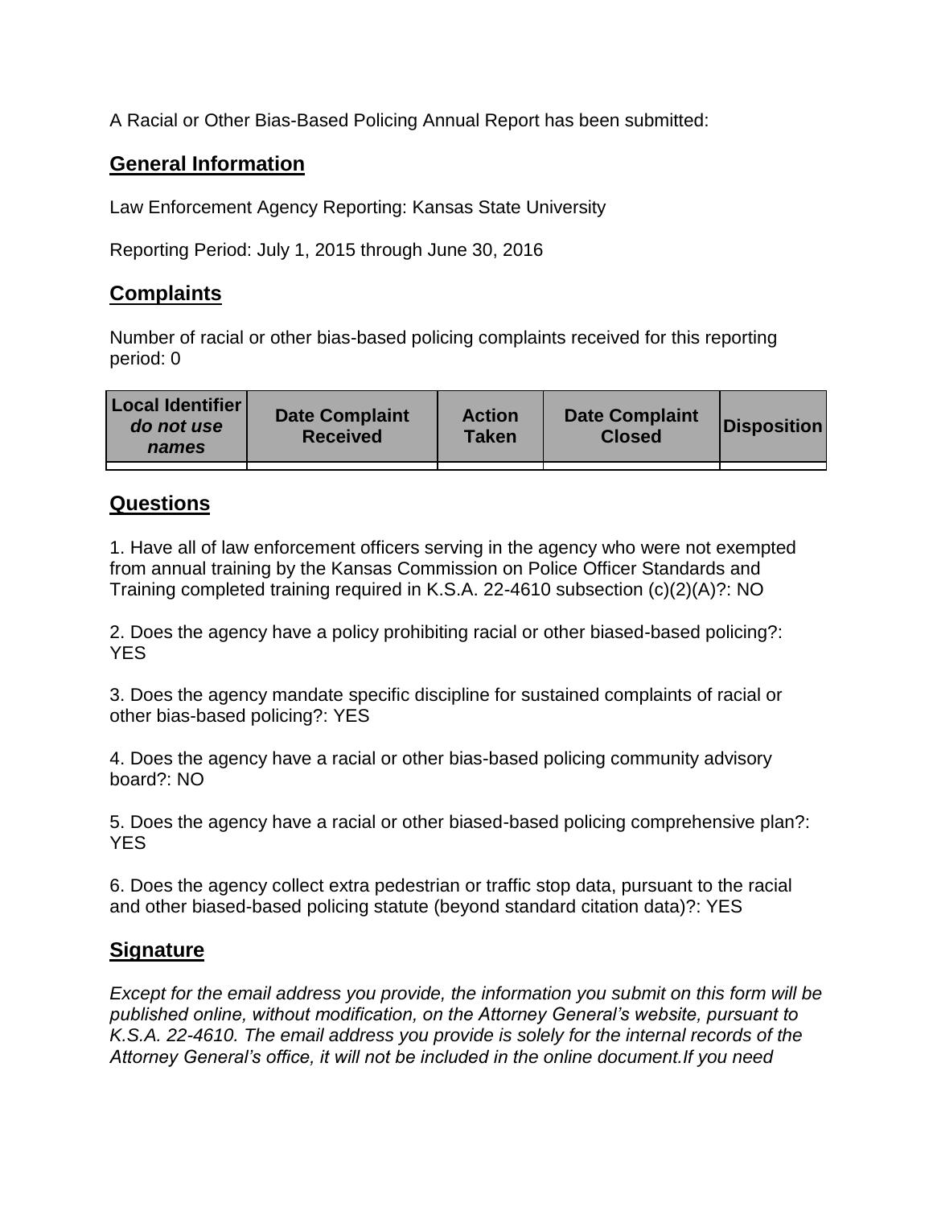A Racial or Other Bias-Based Policing Annual Report has been submitted:

## General Information

Law Enforcement Agency Reporting: Kansas State University

Reporting Period: July 1, 2015 through June 30, 2016

## Complaints

Number of racial or other bias-based policing complaints received for this reporting period: 0

| Local Identifier *do not use names* | Date Complaint Received | Action Taken | Date Complaint Closed | Disposition |
|---|---|---|---|---|
| | | | | |

## Questions

1. Have all of law enforcement officers serving in the agency who were not exempted from annual training by the Kansas Commission on Police Officer Standards and Training completed training required in K.S.A. 22-4610 subsection (c)(2)(A)?: NO

2. Does the agency have a policy prohibiting racial or other biased-based policing?: YES

3. Does the agency mandate specific discipline for sustained complaints of racial or other bias-based policing?: YES

4. Does the agency have a racial or other bias-based policing community advisory board?: NO

5. Does the agency have a racial or other biased-based policing comprehensive plan?: YES

6. Does the agency collect extra pedestrian or traffic stop data, pursuant to the racial and other biased-based policing statute (beyond standard citation data)?: YES

## Signature

*Except for the email address you provide, the information you submit on this form will be published online, without modification, on the Attorney General's website, pursuant to K.S.A. 22-4610. The email address you provide is solely for the internal records of the Attorney General's office, it will not be included in the online document.If you need*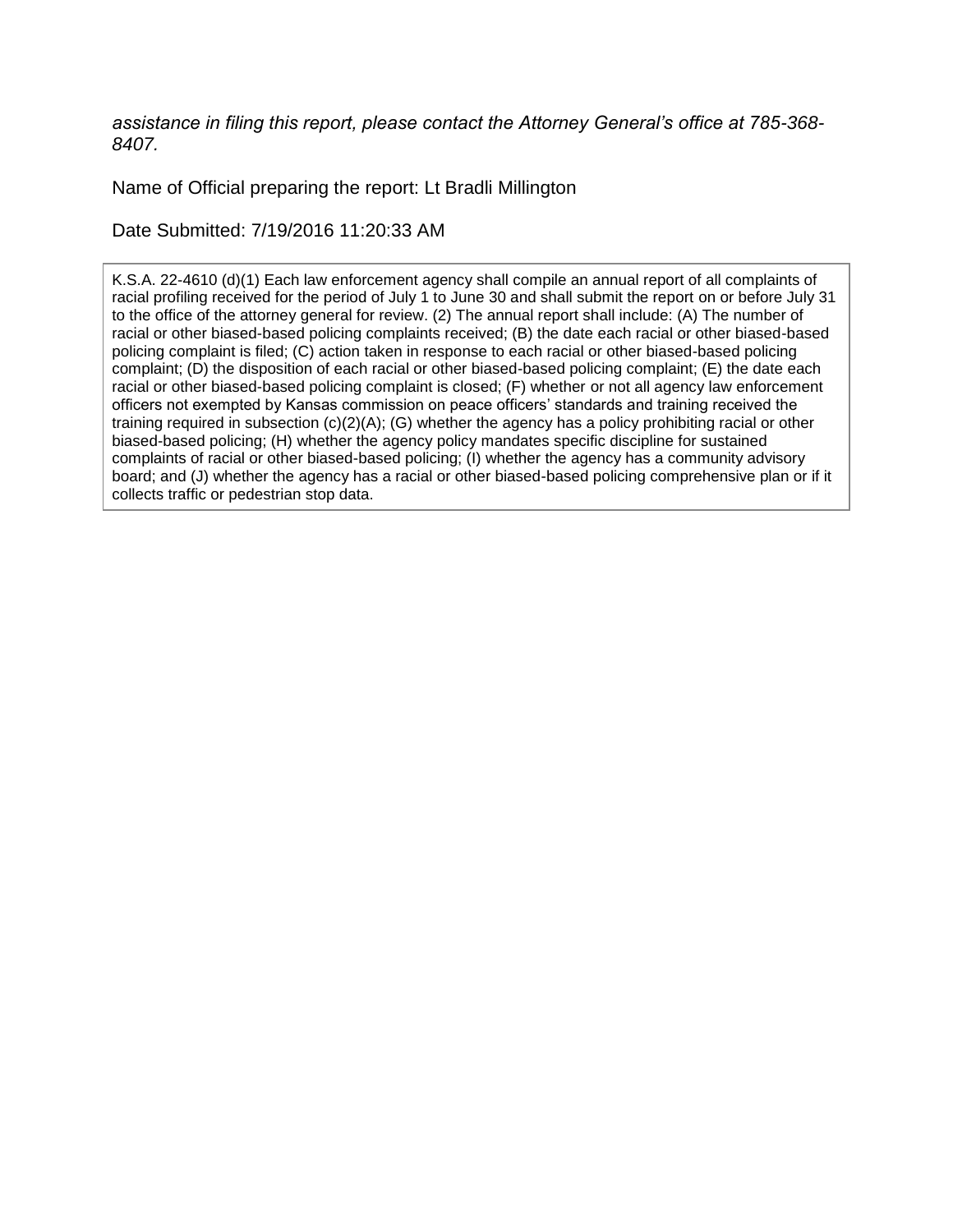*assistance in filing this report, please contact the Attorney General's office at 785-368-8407.*

Name of Official preparing the report: Lt Bradli Millington

Date Submitted: 7/19/2016 11:20:33 AM

K.S.A. 22-4610 (d)(1) Each law enforcement agency shall compile an annual report of all complaints of racial profiling received for the period of July 1 to June 30 and shall submit the report on or before July 31 to the office of the attorney general for review. (2) The annual report shall include: (A) The number of racial or other biased-based policing complaints received; (B) the date each racial or other biased-based policing complaint is filed; (C) action taken in response to each racial or other biased-based policing complaint; (D) the disposition of each racial or other biased-based policing complaint; (E) the date each racial or other biased-based policing complaint is closed; (F) whether or not all agency law enforcement officers not exempted by Kansas commission on peace officers' standards and training received the training required in subsection (c)(2)(A); (G) whether the agency has a policy prohibiting racial or other biased-based policing; (H) whether the agency policy mandates specific discipline for sustained complaints of racial or other biased-based policing; (I) whether the agency has a community advisory board; and (J) whether the agency has a racial or other biased-based policing comprehensive plan or if it collects traffic or pedestrian stop data.